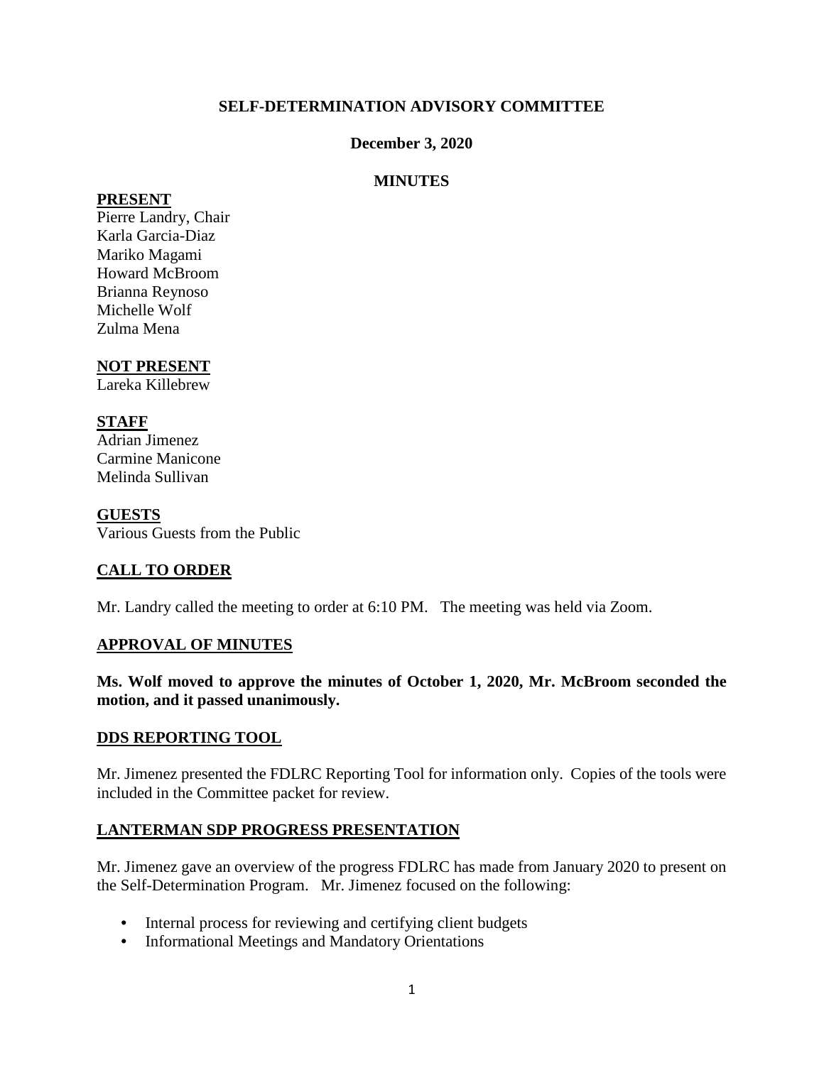# SELF-DETERMINATION ADVISORY COMMITTEE

**December 3, 2020**

**MINUTES**

**PRESENT**

Pierre Landry, Chair
Karla Garcia-Diaz
Mariko Magami
Howard McBroom
Brianna Reynoso
Michelle Wolf
Zulma Mena

**NOT PRESENT**

Lareka Killebrew

**STAFF**

Adrian Jimenez
Carmine Manicone
Melinda Sullivan

**GUESTS**

Various Guests from the Public

## CALL TO ORDER

Mr. Landry called the meeting to order at 6:10 PM. The meeting was held via Zoom.

## APPROVAL OF MINUTES

**Ms. Wolf moved to approve the minutes of October 1, 2020, Mr. McBroom seconded the motion, and it passed unanimously.**

## DDS REPORTING TOOL

Mr. Jimenez presented the FDLRC Reporting Tool for information only. Copies of the tools were included in the Committee packet for review.

## LANTERMAN SDP PROGRESS PRESENTATION

Mr. Jimenez gave an overview of the progress FDLRC has made from January 2020 to present on the Self-Determination Program. Mr. Jimenez focused on the following:

- Internal process for reviewing and certifying client budgets
- Informational Meetings and Mandatory Orientations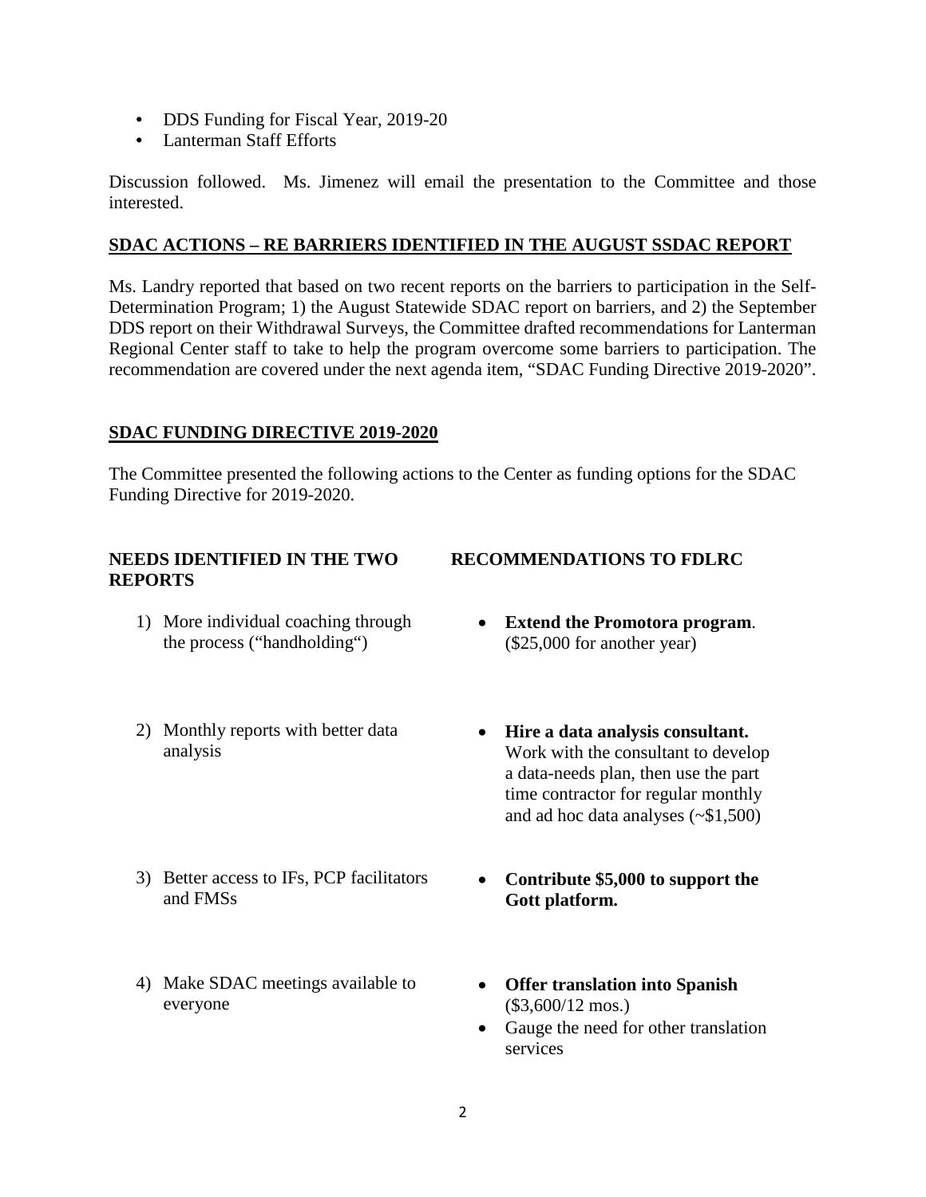- DDS Funding for Fiscal Year, 2019-20
- Lanterman Staff Efforts

Discussion followed. Ms. Jimenez will email the presentation to the Committee and those interested.

## SDAC ACTIONS – RE BARRIERS IDENTIFIED IN THE AUGUST SSDAC REPORT

Ms. Landry reported that based on two recent reports on the barriers to participation in the Self-Determination Program; 1) the August Statewide SDAC report on barriers, and 2) the September DDS report on their Withdrawal Surveys, the Committee drafted recommendations for Lanterman Regional Center staff to take to help the program overcome some barriers to participation. The recommendation are covered under the next agenda item, "SDAC Funding Directive 2019-2020".

## SDAC FUNDING DIRECTIVE 2019-2020

The Committee presented the following actions to the Center as funding options for the SDAC Funding Directive for 2019-2020.

| NEEDS IDENTIFIED IN THE TWO REPORTS | RECOMMENDATIONS TO FDLRC |
|---|---|
| 1) More individual coaching through the process ("handholding") | • **Extend the Promotora program**. ($25,000 for another year) |
| 2) Monthly reports with better data analysis | • **Hire a data analysis consultant.** Work with the consultant to develop a data-needs plan, then use the part time contractor for regular monthly and ad hoc data analyses (~$1,500) |
| 3) Better access to IFs, PCP facilitators and FMSs | • **Contribute $5,000 to support the Gott platform.** |
| 4) Make SDAC meetings available to everyone | • **Offer translation into Spanish** ($3,600/12 mos.)<br>• Gauge the need for other translation services |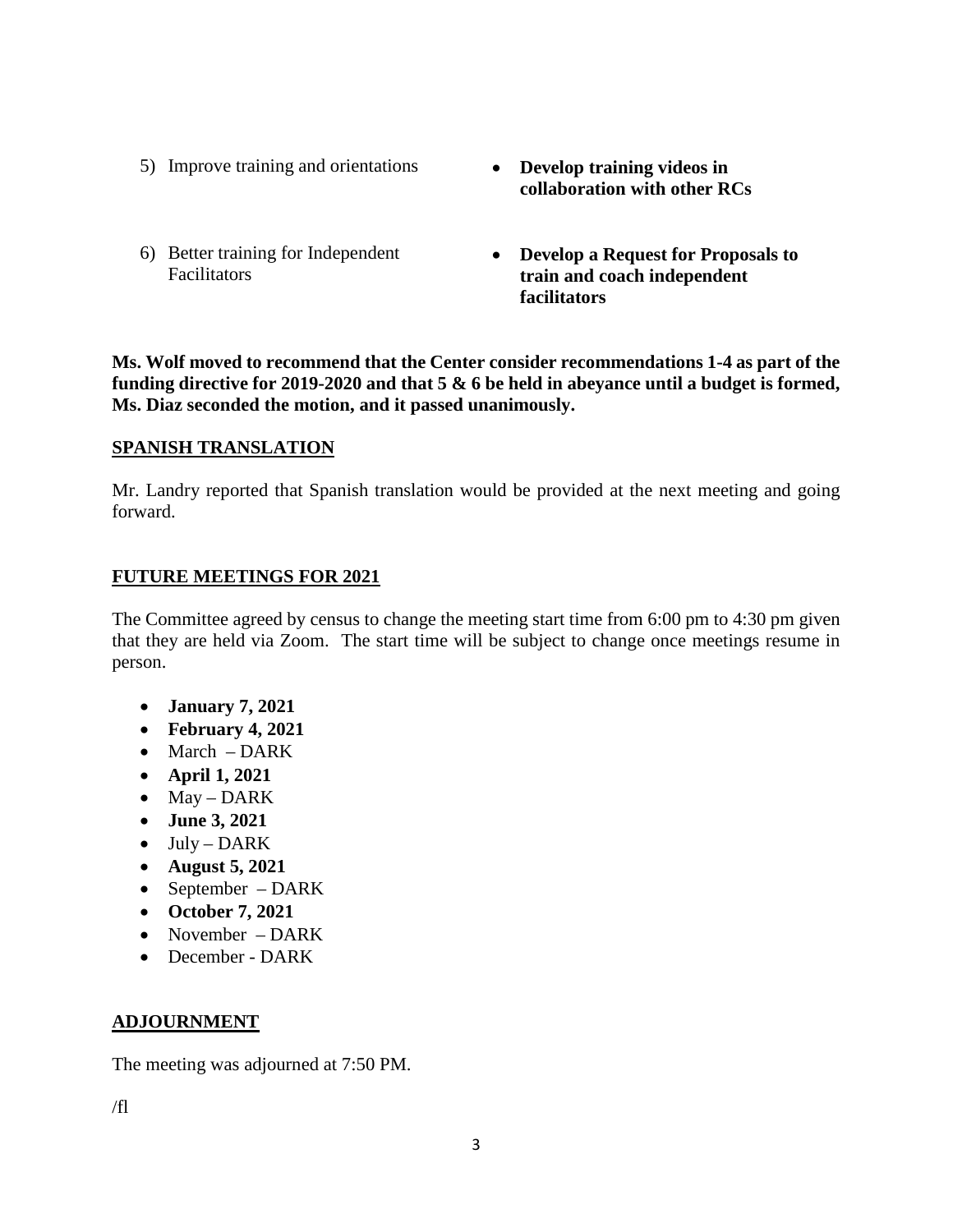5) Improve training and orientations
   - **Develop training videos in collaboration with other RCs**

6) Better training for Independent Facilitators
   - **Develop a Request for Proposals to train and coach independent facilitators**

**Ms. Wolf moved to recommend that the Center consider recommendations 1-4 as part of the funding directive for 2019-2020 and that 5 & 6 be held in abeyance until a budget is formed, Ms. Diaz seconded the motion, and it passed unanimously.**

## SPANISH TRANSLATION

Mr. Landry reported that Spanish translation would be provided at the next meeting and going forward.

## FUTURE MEETINGS FOR 2021

The Committee agreed by census to change the meeting start time from 6:00 pm to 4:30 pm given that they are held via Zoom. The start time will be subject to change once meetings resume in person.

- **January 7, 2021**
- **February 4, 2021**
- March – DARK
- **April 1, 2021**
- May – DARK
- **June 3, 2021**
- July – DARK
- **August 5, 2021**
- September – DARK
- **October 7, 2021**
- November – DARK
- December - DARK

## ADJOURNMENT

The meeting was adjourned at 7:50 PM.

/fl